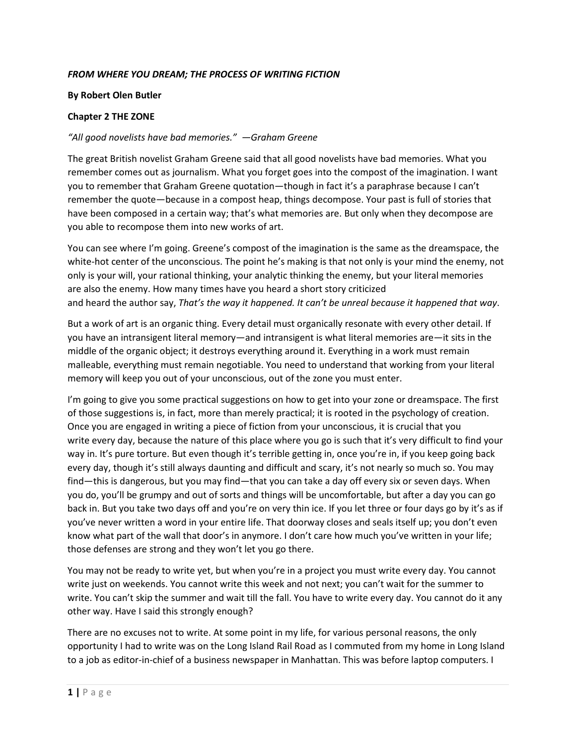***FROM WHERE YOU DREAM; THE PROCESS OF WRITING FICTION***

**By Robert Olen Butler**

**Chapter 2 THE ZONE**

*"All good novelists have bad memories." —Graham Greene*

The great British novelist Graham Greene said that all good novelists have bad memories. What you remember comes out as journalism. What you forget goes into the compost of the imagination. I want you to remember that Graham Greene quotation—though in fact it's a paraphrase because I can't remember the quote—because in a compost heap, things decompose. Your past is full of stories that have been composed in a certain way; that's what memories are. But only when they decompose are you able to recompose them into new works of art.

You can see where I'm going. Greene's compost of the imagination is the same as the dreamspace, the white-hot center of the unconscious. The point he's making is that not only is your mind the enemy, not only is your will, your rational thinking, your analytic thinking the enemy, but your literal memories are also the enemy. How many times have you heard a short story criticized and heard the author say, *That's the way it happened. It can't be unreal because it happened that way*.

But a work of art is an organic thing. Every detail must organically resonate with every other detail. If you have an intransigent literal memory—and intransigent is what literal memories are—it sits in the middle of the organic object; it destroys everything around it. Everything in a work must remain malleable, everything must remain negotiable. You need to understand that working from your literal memory will keep you out of your unconscious, out of the zone you must enter.

I'm going to give you some practical suggestions on how to get into your zone or dreamspace. The first of those suggestions is, in fact, more than merely practical; it is rooted in the psychology of creation. Once you are engaged in writing a piece of fiction from your unconscious, it is crucial that you write every day, because the nature of this place where you go is such that it's very difficult to find your way in. It's pure torture. But even though it's terrible getting in, once you're in, if you keep going back every day, though it's still always daunting and difficult and scary, it's not nearly so much so. You may find—this is dangerous, but you may find—that you can take a day off every six or seven days. When you do, you'll be grumpy and out of sorts and things will be uncomfortable, but after a day you can go back in. But you take two days off and you're on very thin ice. If you let three or four days go by it's as if you've never written a word in your entire life. That doorway closes and seals itself up; you don't even know what part of the wall that door's in anymore. I don't care how much you've written in your life; those defenses are strong and they won't let you go there.

You may not be ready to write yet, but when you're in a project you must write every day. You cannot write just on weekends. You cannot write this week and not next; you can't wait for the summer to write. You can't skip the summer and wait till the fall. You have to write every day. You cannot do it any other way. Have I said this strongly enough?

There are no excuses not to write. At some point in my life, for various personal reasons, the only opportunity I had to write was on the Long Island Rail Road as I commuted from my home in Long Island to a job as editor-in-chief of a business newspaper in Manhattan. This was before laptop computers. I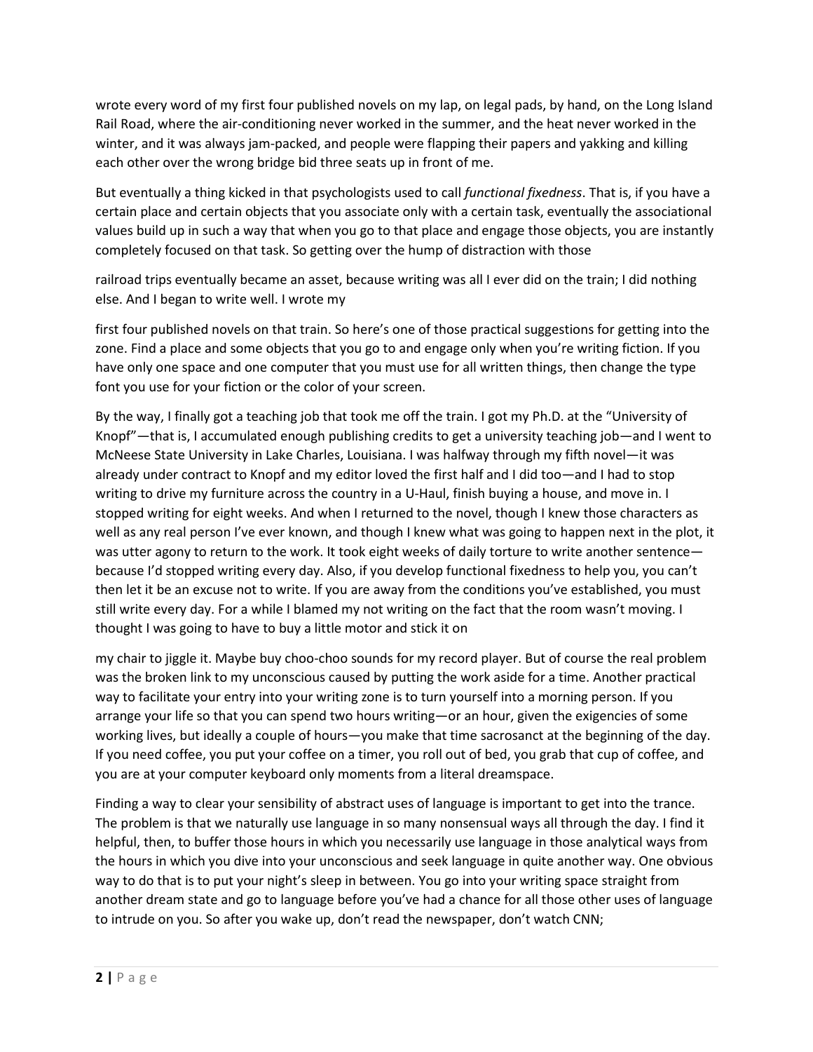wrote every word of my first four published novels on my lap, on legal pads, by hand, on the Long Island Rail Road, where the air-conditioning never worked in the summer, and the heat never worked in the winter, and it was always jam-packed, and people were flapping their papers and yakking and killing each other over the wrong bridge bid three seats up in front of me.

But eventually a thing kicked in that psychologists used to call *functional fixedness*. That is, if you have a certain place and certain objects that you associate only with a certain task, eventually the associational values build up in such a way that when you go to that place and engage those objects, you are instantly completely focused on that task. So getting over the hump of distraction with those

railroad trips eventually became an asset, because writing was all I ever did on the train; I did nothing else. And I began to write well. I wrote my

first four published novels on that train. So here's one of those practical suggestions for getting into the zone. Find a place and some objects that you go to and engage only when you're writing fiction. If you have only one space and one computer that you must use for all written things, then change the type font you use for your fiction or the color of your screen.

By the way, I finally got a teaching job that took me off the train. I got my Ph.D. at the "University of Knopf"—that is, I accumulated enough publishing credits to get a university teaching job—and I went to McNeese State University in Lake Charles, Louisiana. I was halfway through my fifth novel—it was already under contract to Knopf and my editor loved the first half and I did too—and I had to stop writing to drive my furniture across the country in a U-Haul, finish buying a house, and move in. I stopped writing for eight weeks. And when I returned to the novel, though I knew those characters as well as any real person I've ever known, and though I knew what was going to happen next in the plot, it was utter agony to return to the work. It took eight weeks of daily torture to write another sentence—because I'd stopped writing every day. Also, if you develop functional fixedness to help you, you can't then let it be an excuse not to write. If you are away from the conditions you've established, you must still write every day. For a while I blamed my not writing on the fact that the room wasn't moving. I thought I was going to have to buy a little motor and stick it on

my chair to jiggle it. Maybe buy choo-choo sounds for my record player. But of course the real problem was the broken link to my unconscious caused by putting the work aside for a time. Another practical way to facilitate your entry into your writing zone is to turn yourself into a morning person. If you arrange your life so that you can spend two hours writing—or an hour, given the exigencies of some working lives, but ideally a couple of hours—you make that time sacrosanct at the beginning of the day. If you need coffee, you put your coffee on a timer, you roll out of bed, you grab that cup of coffee, and you are at your computer keyboard only moments from a literal dreamspace.

Finding a way to clear your sensibility of abstract uses of language is important to get into the trance. The problem is that we naturally use language in so many nonsensual ways all through the day. I find it helpful, then, to buffer those hours in which you necessarily use language in those analytical ways from the hours in which you dive into your unconscious and seek language in quite another way. One obvious way to do that is to put your night's sleep in between. You go into your writing space straight from another dream state and go to language before you've had a chance for all those other uses of language to intrude on you. So after you wake up, don't read the newspaper, don't watch CNN;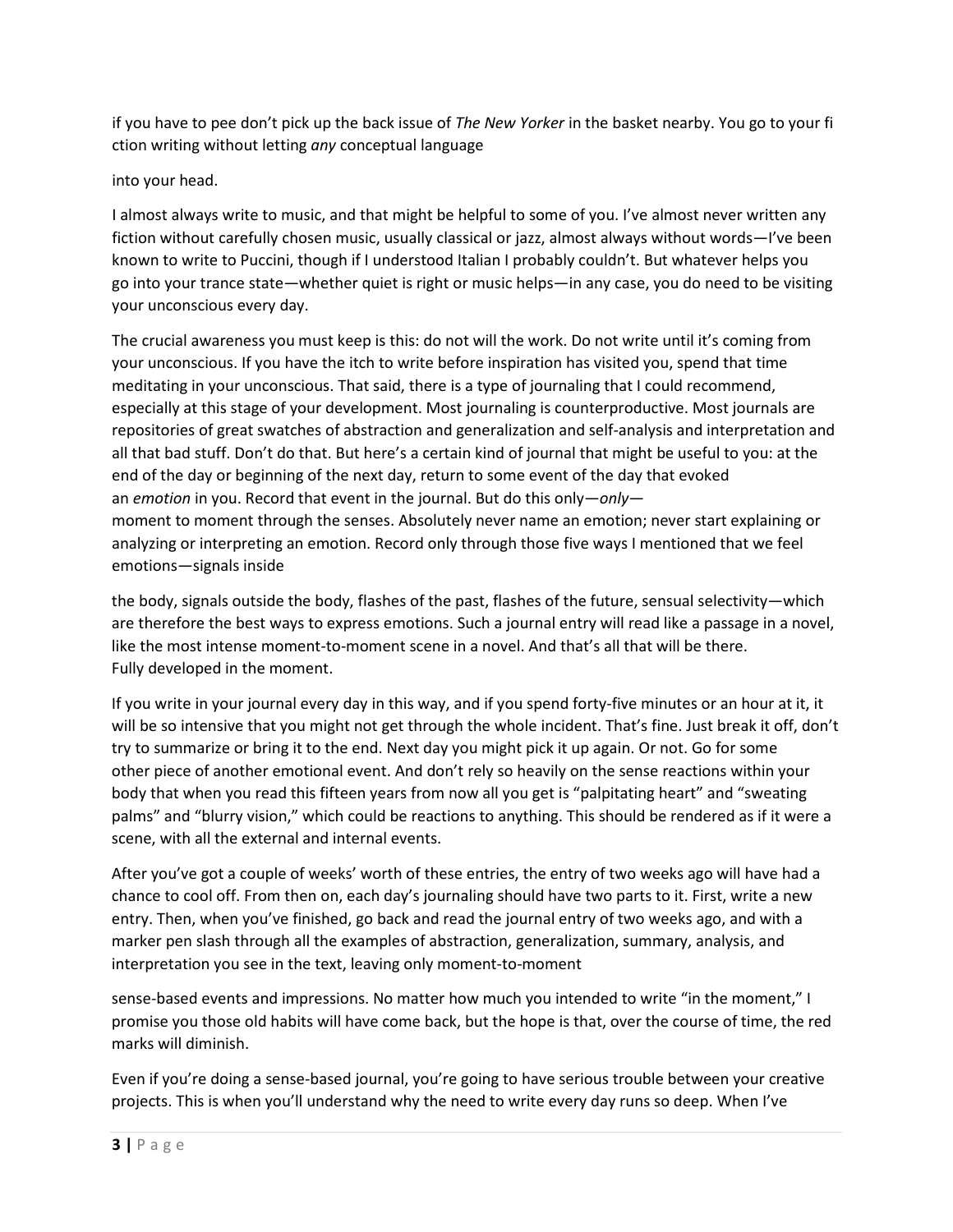if you have to pee don't pick up the back issue of *The New Yorker* in the basket nearby. You go to your fiction writing without letting *any* conceptual language into your head.

I almost always write to music, and that might be helpful to some of you. I've almost never written any fiction without carefully chosen music, usually classical or jazz, almost always without words—I've been known to write to Puccini, though if I understood Italian I probably couldn't. But whatever helps you go into your trance state—whether quiet is right or music helps—in any case, you do need to be visiting your unconscious every day.

The crucial awareness you must keep is this: do not will the work. Do not write until it's coming from your unconscious. If you have the itch to write before inspiration has visited you, spend that time meditating in your unconscious. That said, there is a type of journaling that I could recommend, especially at this stage of your development. Most journaling is counterproductive. Most journals are repositories of great swatches of abstraction and generalization and self-analysis and interpretation and all that bad stuff. Don't do that. But here's a certain kind of journal that might be useful to you: at the end of the day or beginning of the next day, return to some event of the day that evoked an *emotion* in you. Record that event in the journal. But do this only—*only*—moment to moment through the senses. Absolutely never name an emotion; never start explaining or analyzing or interpreting an emotion. Record only through those five ways I mentioned that we feel emotions—signals inside the body, signals outside the body, flashes of the past, flashes of the future, sensual selectivity—which are therefore the best ways to express emotions. Such a journal entry will read like a passage in a novel, like the most intense moment-to-moment scene in a novel. And that's all that will be there. Fully developed in the moment.

If you write in your journal every day in this way, and if you spend forty-five minutes or an hour at it, it will be so intensive that you might not get through the whole incident. That's fine. Just break it off, don't try to summarize or bring it to the end. Next day you might pick it up again. Or not. Go for some other piece of another emotional event. And don't rely so heavily on the sense reactions within your body that when you read this fifteen years from now all you get is "palpitating heart" and "sweating palms" and "blurry vision," which could be reactions to anything. This should be rendered as if it were a scene, with all the external and internal events.

After you've got a couple of weeks' worth of these entries, the entry of two weeks ago will have had a chance to cool off. From then on, each day's journaling should have two parts to it. First, write a new entry. Then, when you've finished, go back and read the journal entry of two weeks ago, and with a marker pen slash through all the examples of abstraction, generalization, summary, analysis, and interpretation you see in the text, leaving only moment-to-moment sense-based events and impressions. No matter how much you intended to write "in the moment," I promise you those old habits will have come back, but the hope is that, over the course of time, the red marks will diminish.

Even if you're doing a sense-based journal, you're going to have serious trouble between your creative projects. This is when you'll understand why the need to write every day runs so deep. When I've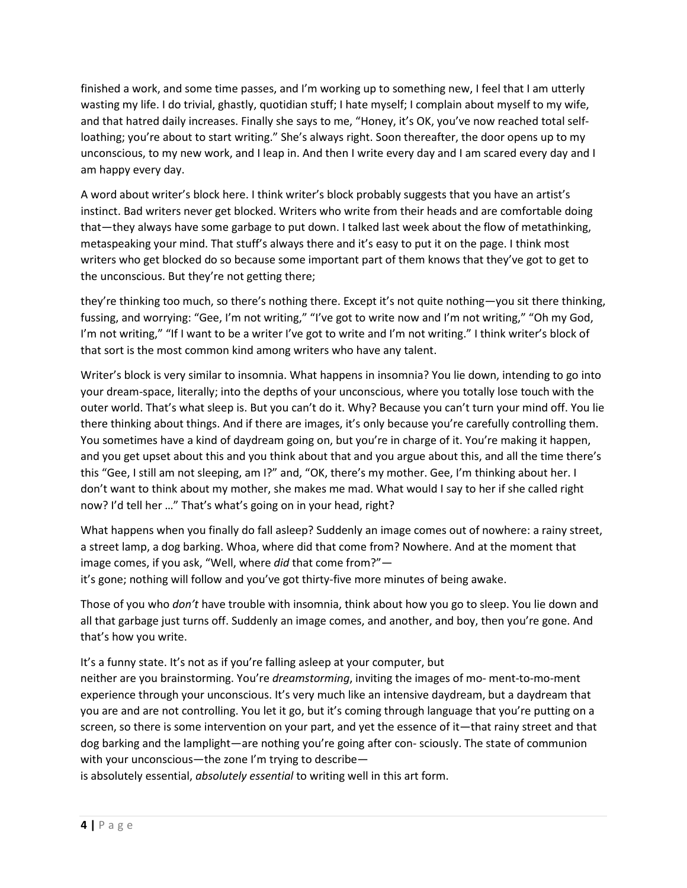finished a work, and some time passes, and I'm working up to something new, I feel that I am utterly wasting my life. I do trivial, ghastly, quotidian stuff; I hate myself; I complain about myself to my wife, and that hatred daily increases. Finally she says to me, "Honey, it's OK, you've now reached total self-loathing; you're about to start writing." She's always right. Soon thereafter, the door opens up to my unconscious, to my new work, and I leap in. And then I write every day and I am scared every day and I am happy every day.

A word about writer's block here. I think writer's block probably suggests that you have an artist's instinct. Bad writers never get blocked. Writers who write from their heads and are comfortable doing that—they always have some garbage to put down. I talked last week about the flow of metathinking, metaspeaking your mind. That stuff's always there and it's easy to put it on the page. I think most writers who get blocked do so because some important part of them knows that they've got to get to the unconscious. But they're not getting there;

they're thinking too much, so there's nothing there. Except it's not quite nothing—you sit there thinking, fussing, and worrying: "Gee, I'm not writing," "I've got to write now and I'm not writing," "Oh my God, I'm not writing," "If I want to be a writer I've got to write and I'm not writing." I think writer's block of that sort is the most common kind among writers who have any talent.

Writer's block is very similar to insomnia. What happens in insomnia? You lie down, intending to go into your dream-space, literally; into the depths of your unconscious, where you totally lose touch with the outer world. That's what sleep is. But you can't do it. Why? Because you can't turn your mind off. You lie there thinking about things. And if there are images, it's only because you're carefully controlling them. You sometimes have a kind of daydream going on, but you're in charge of it. You're making it happen, and you get upset about this and you think about that and you argue about this, and all the time there's this "Gee, I still am not sleeping, am I?" and, "OK, there's my mother. Gee, I'm thinking about her. I don't want to think about my mother, she makes me mad. What would I say to her if she called right now? I'd tell her …" That's what's going on in your head, right?

What happens when you finally do fall asleep? Suddenly an image comes out of nowhere: a rainy street, a street lamp, a dog barking. Whoa, where did that come from? Nowhere. And at the moment that image comes, if you ask, "Well, where *did* that come from?"—
it's gone; nothing will follow and you've got thirty-five more minutes of being awake.

Those of you who *don't* have trouble with insomnia, think about how you go to sleep. You lie down and all that garbage just turns off. Suddenly an image comes, and another, and boy, then you're gone. And that's how you write.

It's a funny state. It's not as if you're falling asleep at your computer, but
neither are you brainstorming. You're *dreamstorming*, inviting the images of mo- ment-to-mo-ment experience through your unconscious. It's very much like an intensive daydream, but a daydream that you are and are not controlling. You let it go, but it's coming through language that you're putting on a screen, so there is some intervention on your part, and yet the essence of it—that rainy street and that dog barking and the lamplight—are nothing you're going after con- sciously. The state of communion with your unconscious—the zone I'm trying to describe—
is absolutely essential, *absolutely essential* to writing well in this art form.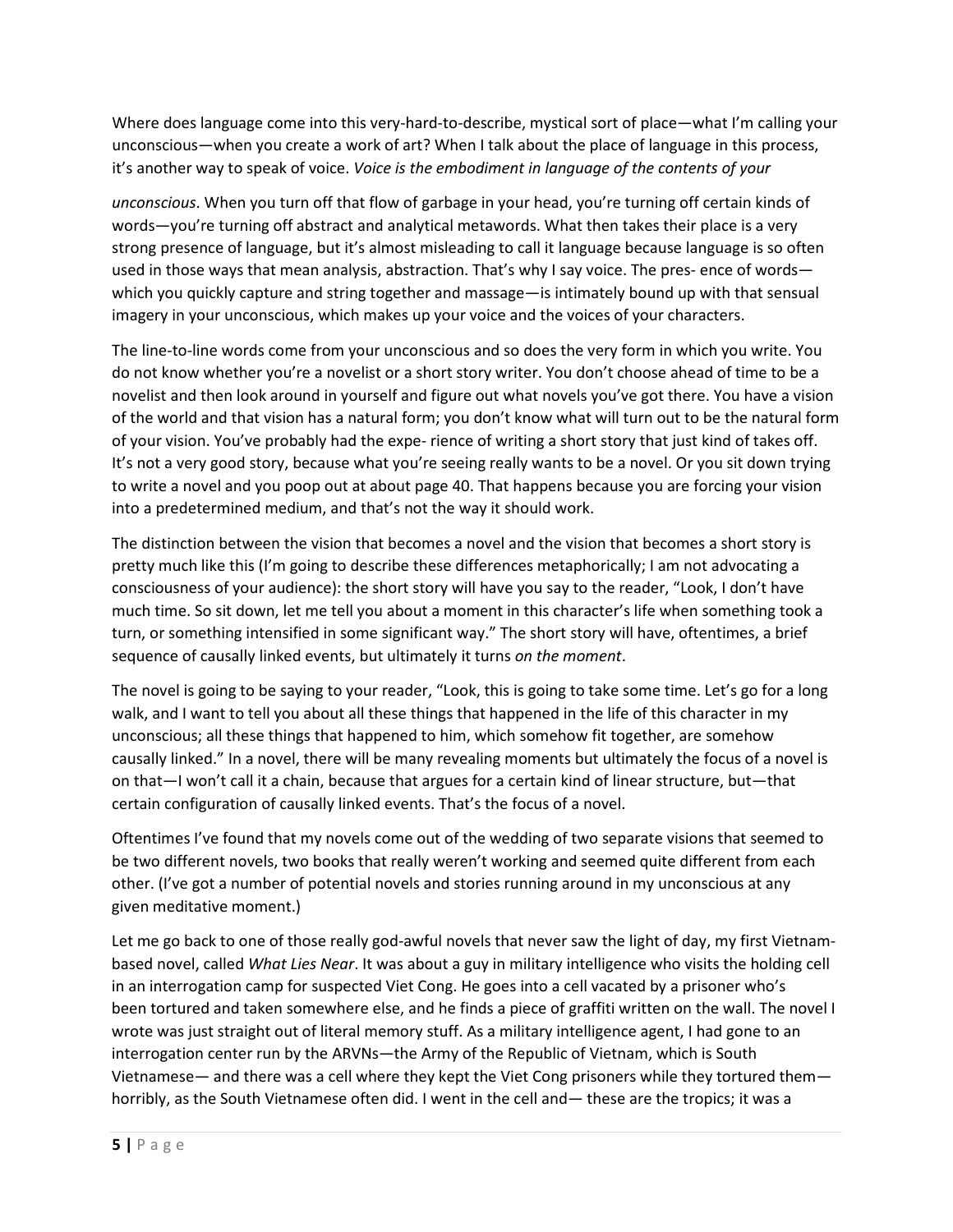Where does language come into this very-hard-to-describe, mystical sort of place—what I'm calling your unconscious—when you create a work of art? When I talk about the place of language in this process, it's another way to speak of voice. *Voice is the embodiment in language of the contents of your unconscious*. When you turn off that flow of garbage in your head, you're turning off certain kinds of words—you're turning off abstract and analytical metawords. What then takes their place is a very strong presence of language, but it's almost misleading to call it language because language is so often used in those ways that mean analysis, abstraction. That's why I say voice. The pres- ence of words—which you quickly capture and string together and massage—is intimately bound up with that sensual imagery in your unconscious, which makes up your voice and the voices of your characters.

The line-to-line words come from your unconscious and so does the very form in which you write. You do not know whether you're a novelist or a short story writer. You don't choose ahead of time to be a novelist and then look around in yourself and figure out what novels you've got there. You have a vision of the world and that vision has a natural form; you don't know what will turn out to be the natural form of your vision. You've probably had the expe- rience of writing a short story that just kind of takes off. It's not a very good story, because what you're seeing really wants to be a novel. Or you sit down trying to write a novel and you poop out at about page 40. That happens because you are forcing your vision into a predetermined medium, and that's not the way it should work.

The distinction between the vision that becomes a novel and the vision that becomes a short story is pretty much like this (I'm going to describe these differences metaphorically; I am not advocating a consciousness of your audience): the short story will have you say to the reader, "Look, I don't have much time. So sit down, let me tell you about a moment in this character's life when something took a turn, or something intensified in some significant way." The short story will have, oftentimes, a brief sequence of causally linked events, but ultimately it turns *on the moment*.

The novel is going to be saying to your reader, "Look, this is going to take some time. Let's go for a long walk, and I want to tell you about all these things that happened in the life of this character in my unconscious; all these things that happened to him, which somehow fit together, are somehow causally linked." In a novel, there will be many revealing moments but ultimately the focus of a novel is on that—I won't call it a chain, because that argues for a certain kind of linear structure, but—that certain configuration of causally linked events. That's the focus of a novel.

Oftentimes I've found that my novels come out of the wedding of two separate visions that seemed to be two different novels, two books that really weren't working and seemed quite different from each other. (I've got a number of potential novels and stories running around in my unconscious at any given meditative moment.)

Let me go back to one of those really god-awful novels that never saw the light of day, my first Vietnam-based novel, called *What Lies Near*. It was about a guy in military intelligence who visits the holding cell in an interrogation camp for suspected Viet Cong. He goes into a cell vacated by a prisoner who's been tortured and taken somewhere else, and he finds a piece of graffiti written on the wall. The novel I wrote was just straight out of literal memory stuff. As a military intelligence agent, I had gone to an interrogation center run by the ARVNs—the Army of the Republic of Vietnam, which is South Vietnamese— and there was a cell where they kept the Viet Cong prisoners while they tortured them—horribly, as the South Vietnamese often did. I went in the cell and— these are the tropics; it was a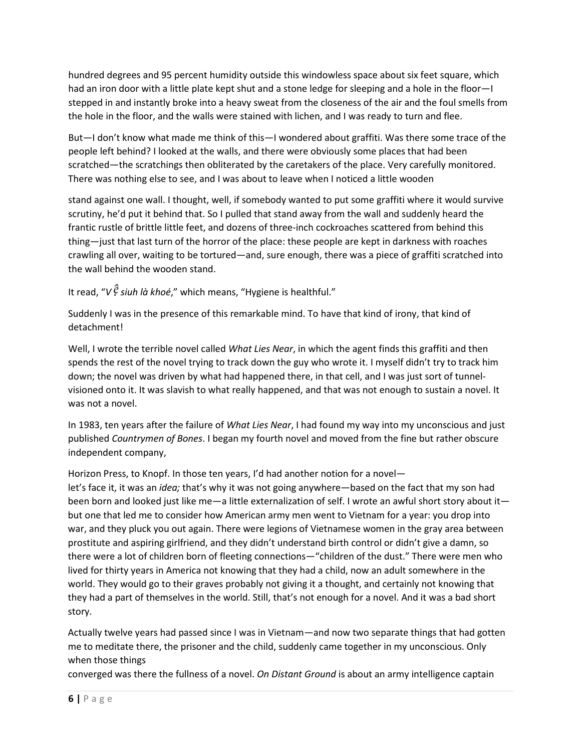hundred degrees and 95 percent humidity outside this windowless space about six feet square, which had an iron door with a little plate kept shut and a stone ledge for sleeping and a hole in the floor—I stepped in and instantly broke into a heavy sweat from the closeness of the air and the foul smells from the hole in the floor, and the walls were stained with lichen, and I was ready to turn and flee.

But—I don't know what made me think of this—I wondered about graffiti. Was there some trace of the people left behind? I looked at the walls, and there were obviously some places that had been scratched—the scratchings then obliterated by the caretakers of the place. Very carefully monitored. There was nothing else to see, and I was about to leave when I noticed a little wooden stand against one wall. I thought, well, if somebody wanted to put some graffiti where it would survive scrutiny, he'd put it behind that. So I pulled that stand away from the wall and suddenly heard the frantic rustle of brittle little feet, and dozens of three-inch cockroaches scattered from behind this thing—just that last turn of the horror of the place: these people are kept in darkness with roaches crawling all over, waiting to be tortured—and, sure enough, there was a piece of graffiti scratched into the wall behind the wooden stand.

It read, "*Vệ siuh là khoé*," which means, "Hygiene is healthful."

Suddenly I was in the presence of this remarkable mind. To have that kind of irony, that kind of detachment!

Well, I wrote the terrible novel called *What Lies Near*, in which the agent finds this graffiti and then spends the rest of the novel trying to track down the guy who wrote it. I myself didn't try to track him down; the novel was driven by what had happened there, in that cell, and I was just sort of tunnel-visioned onto it. It was slavish to what really happened, and that was not enough to sustain a novel. It was not a novel.

In 1983, ten years after the failure of *What Lies Near*, I had found my way into my unconscious and just published *Countrymen of Bones*. I began my fourth novel and moved from the fine but rather obscure independent company, Horizon Press, to Knopf. In those ten years, I'd had another notion for a novel—let's face it, it was an *idea;* that's why it was not going anywhere—based on the fact that my son had been born and looked just like me—a little externalization of self. I wrote an awful short story about it—but one that led me to consider how American army men went to Vietnam for a year: you drop into war, and they pluck you out again. There were legions of Vietnamese women in the gray area between prostitute and aspiring girlfriend, and they didn't understand birth control or didn't give a damn, so there were a lot of children born of fleeting connections—"children of the dust." There were men who lived for thirty years in America not knowing that they had a child, now an adult somewhere in the world. They would go to their graves probably not giving it a thought, and certainly not knowing that they had a part of themselves in the world. Still, that's not enough for a novel. And it was a bad short story.

Actually twelve years had passed since I was in Vietnam—and now two separate things that had gotten me to meditate there, the prisoner and the child, suddenly came together in my unconscious. Only when those things converged was there the fullness of a novel. *On Distant Ground* is about an army intelligence captain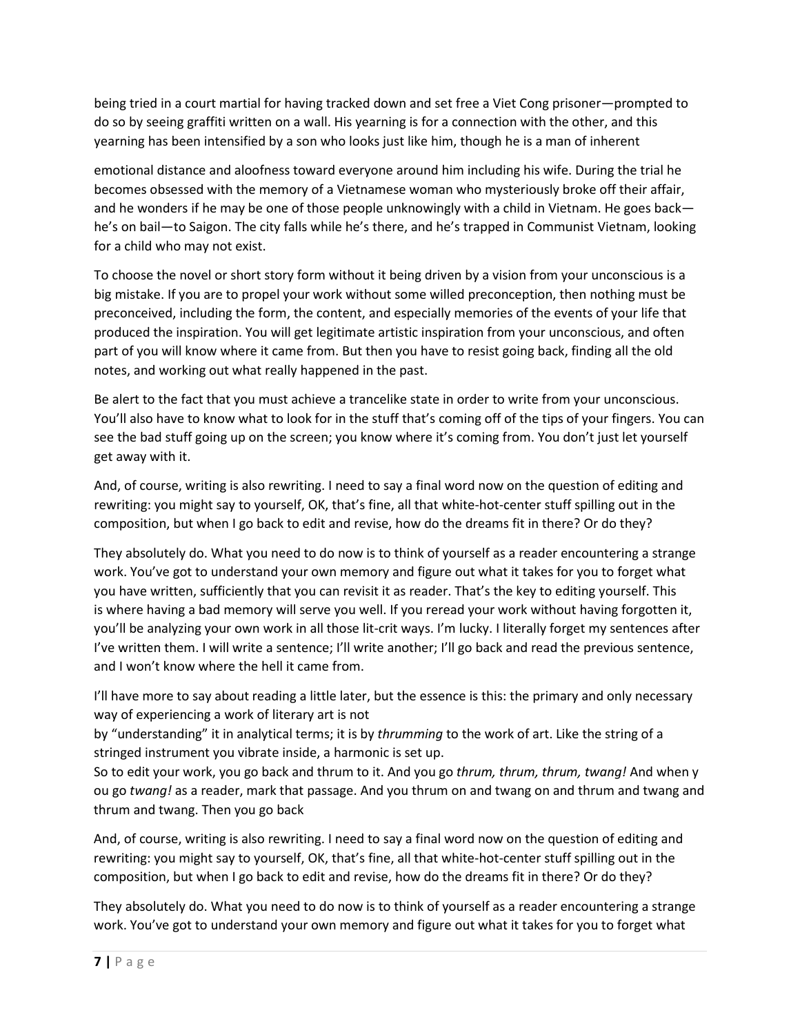being tried in a court martial for having tracked down and set free a Viet Cong prisoner—prompted to do so by seeing graffiti written on a wall. His yearning is for a connection with the other, and this yearning has been intensified by a son who looks just like him, though he is a man of inherent

emotional distance and aloofness toward everyone around him including his wife. During the trial he becomes obsessed with the memory of a Vietnamese woman who mysteriously broke off their affair, and he wonders if he may be one of those people unknowingly with a child in Vietnam. He goes back—he's on bail—to Saigon. The city falls while he's there, and he's trapped in Communist Vietnam, looking for a child who may not exist.

To choose the novel or short story form without it being driven by a vision from your unconscious is a big mistake. If you are to propel your work without some willed preconception, then nothing must be preconceived, including the form, the content, and especially memories of the events of your life that produced the inspiration. You will get legitimate artistic inspiration from your unconscious, and often part of you will know where it came from. But then you have to resist going back, finding all the old notes, and working out what really happened in the past.

Be alert to the fact that you must achieve a trancelike state in order to write from your unconscious. You'll also have to know what to look for in the stuff that's coming off of the tips of your fingers. You can see the bad stuff going up on the screen; you know where it's coming from. You don't just let yourself get away with it.

And, of course, writing is also rewriting. I need to say a final word now on the question of editing and rewriting: you might say to yourself, OK, that's fine, all that white-hot-center stuff spilling out in the composition, but when I go back to edit and revise, how do the dreams fit in there? Or do they?

They absolutely do. What you need to do now is to think of yourself as a reader encountering a strange work. You've got to understand your own memory and figure out what it takes for you to forget what you have written, sufficiently that you can revisit it as reader. That's the key to editing yourself. This is where having a bad memory will serve you well. If you reread your work without having forgotten it, you'll be analyzing your own work in all those lit-crit ways. I'm lucky. I literally forget my sentences after I've written them. I will write a sentence; I'll write another; I'll go back and read the previous sentence, and I won't know where the hell it came from.

I'll have more to say about reading a little later, but the essence is this: the primary and only necessary way of experiencing a work of literary art is not by "understanding" it in analytical terms; it is by *thrumming* to the work of art. Like the string of a stringed instrument you vibrate inside, a harmonic is set up.

So to edit your work, you go back and thrum to it. And you go *thrum, thrum, thrum, twang!* And when you go *twang!* as a reader, mark that passage. And you thrum on and twang on and thrum and twang and thrum and twang. Then you go back

And, of course, writing is also rewriting. I need to say a final word now on the question of editing and rewriting: you might say to yourself, OK, that's fine, all that white-hot-center stuff spilling out in the composition, but when I go back to edit and revise, how do the dreams fit in there? Or do they?

They absolutely do. What you need to do now is to think of yourself as a reader encountering a strange work. You've got to understand your own memory and figure out what it takes for you to forget what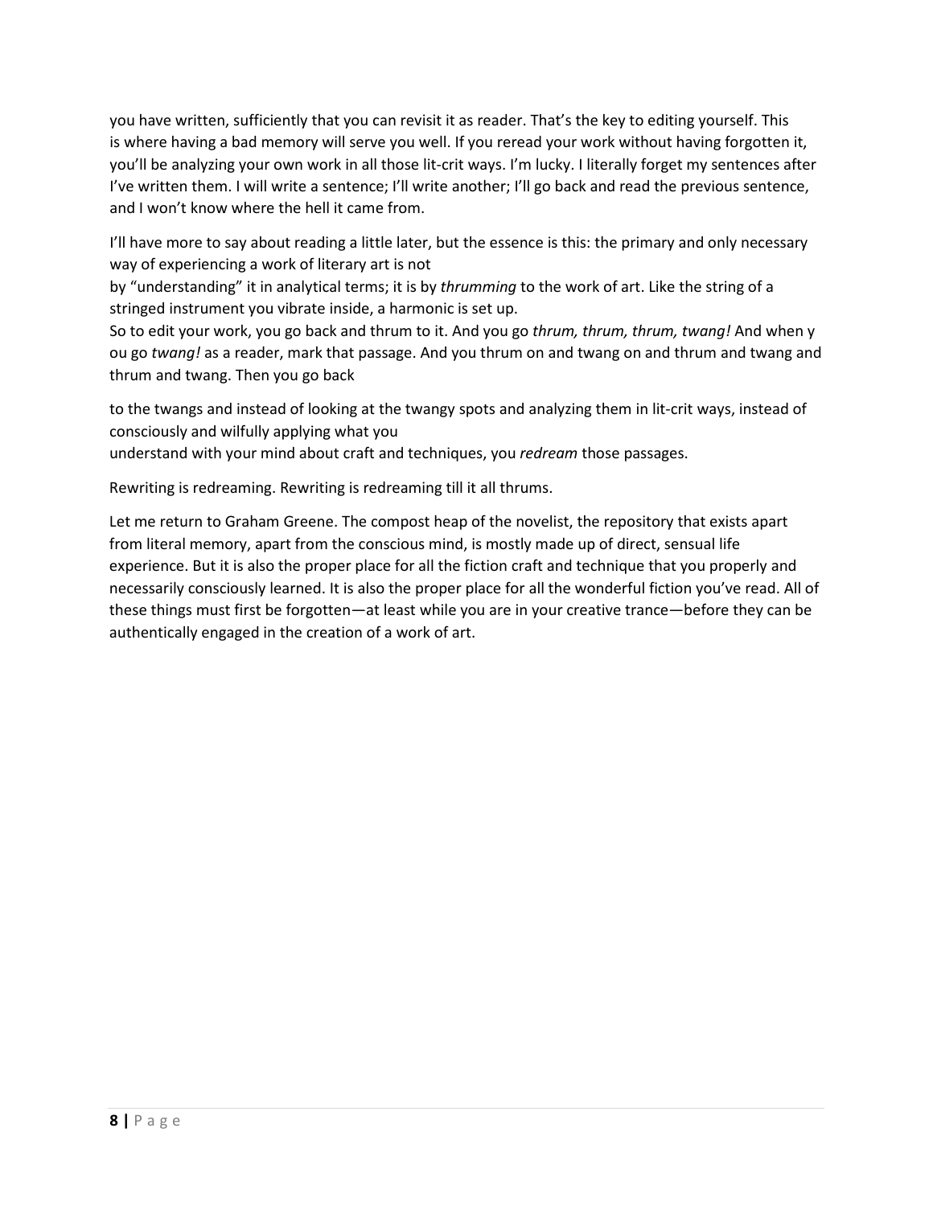you have written, sufficiently that you can revisit it as reader. That's the key to editing yourself. This is where having a bad memory will serve you well. If you reread your work without having forgotten it, you'll be analyzing your own work in all those lit-crit ways. I'm lucky. I literally forget my sentences after I've written them. I will write a sentence; I'll write another; I'll go back and read the previous sentence, and I won't know where the hell it came from.

I'll have more to say about reading a little later, but the essence is this: the primary and only necessary way of experiencing a work of literary art is not by "understanding" it in analytical terms; it is by *thrumming* to the work of art. Like the string of a stringed instrument you vibrate inside, a harmonic is set up.
So to edit your work, you go back and thrum to it. And you go *thrum, thrum, thrum, twang!* And when you go *twang!* as a reader, mark that passage. And you thrum on and twang on and thrum and twang and thrum and twang. Then you go back to the twangs and instead of looking at the twangy spots and analyzing them in lit-crit ways, instead of consciously and wilfully applying what you understand with your mind about craft and techniques, you *redream* those passages.

Rewriting is redreaming. Rewriting is redreaming till it all thrums.

Let me return to Graham Greene. The compost heap of the novelist, the repository that exists apart from literal memory, apart from the conscious mind, is mostly made up of direct, sensual life experience. But it is also the proper place for all the fiction craft and technique that you properly and necessarily consciously learned. It is also the proper place for all the wonderful fiction you've read. All of these things must first be forgotten—at least while you are in your creative trance—before they can be authentically engaged in the creation of a work of art.